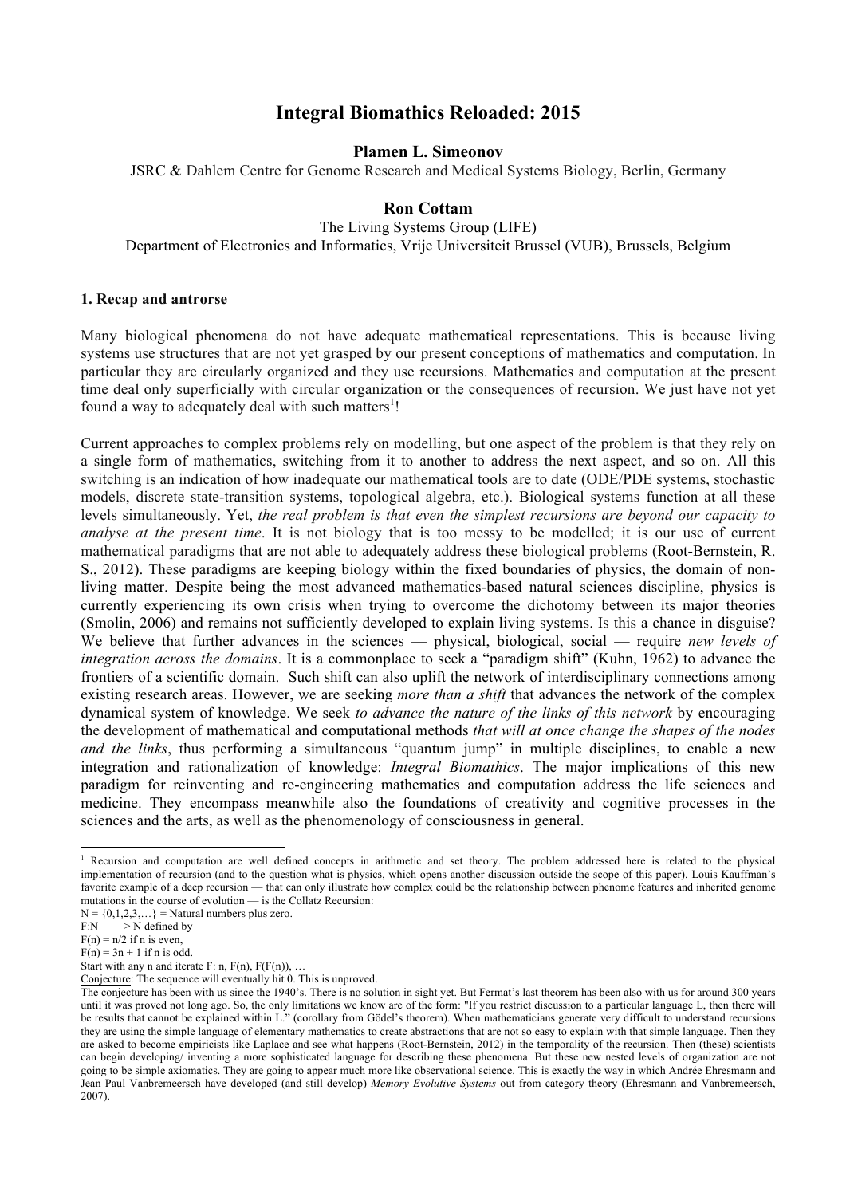# Integral Biomathics Reloaded: 2015

**Plamen L. Simeonov**

JSRC & Dahlem Centre for Genome Research and Medical Systems Biology, Berlin, Germany

**Ron Cottam**

The Living Systems Group (LIFE)

Department of Electronics and Informatics, Vrije Universiteit Brussel (VUB), Brussels, Belgium

## 1. Recap and antrorse

Many biological phenomena do not have adequate mathematical representations. This is because living systems use structures that are not yet grasped by our present conceptions of mathematics and computation. In particular they are circularly organized and they use recursions. Mathematics and computation at the present time deal only superficially with circular organization or the consequences of recursion. We just have not yet found a way to adequately deal with such matters[1]!

Current approaches to complex problems rely on modelling, but one aspect of the problem is that they rely on a single form of mathematics, switching from it to another to address the next aspect, and so on. All this switching is an indication of how inadequate our mathematical tools are to date (ODE/PDE systems, stochastic models, discrete state-transition systems, topological algebra, etc.). Biological systems function at all these levels simultaneously. Yet, *the real problem is that even the simplest recursions are beyond our capacity to analyse at the present time*. It is not biology that is too messy to be modelled; it is our use of current mathematical paradigms that are not able to adequately address these biological problems (Root-Bernstein, R. S., 2012). These paradigms are keeping biology within the fixed boundaries of physics, the domain of non-living matter. Despite being the most advanced mathematics-based natural sciences discipline, physics is currently experiencing its own crisis when trying to overcome the dichotomy between its major theories (Smolin, 2006) and remains not sufficiently developed to explain living systems. Is this a chance in disguise? We believe that further advances in the sciences — physical, biological, social — require *new levels of integration across the domains*. It is a commonplace to seek a "paradigm shift" (Kuhn, 1962) to advance the frontiers of a scientific domain. Such shift can also uplift the network of interdisciplinary connections among existing research areas. However, we are seeking *more than a shift* that advances the network of the complex dynamical system of knowledge. We seek *to advance the nature of the links of this network* by encouraging the development of mathematical and computational methods *that will at once change the shapes of the nodes and the links*, thus performing a simultaneous "quantum jump" in multiple disciplines, to enable a new integration and rationalization of knowledge: *Integral Biomathics*. The major implications of this new paradigm for reinventing and re-engineering mathematics and computation address the life sciences and medicine. They encompass meanwhile also the foundations of creativity and cognitive processes in the sciences and the arts, as well as the phenomenology of consciousness in general.

---

[1] Recursion and computation are well defined concepts in arithmetic and set theory. The problem addressed here is related to the physical implementation of recursion (and to the question what is physics, which opens another discussion outside the scope of this paper). Louis Kauffman's favorite example of a deep recursion — that can only illustrate how complex could be the relationship between phenome features and inherited genome mutations in the course of evolution — is the Collatz Recursion:

$N = \{0,1,2,3,\ldots\}$ = Natural numbers plus zero.

$F: N \longrightarrow N$ defined by

$F(n) = n/2$ if n is even,

$F(n) = 3n + 1$ if n is odd.

Start with any n and iterate F: n, $F(n)$, $F(F(n))$, …

Conjecture: The sequence will eventually hit 0. This is unproved.

The conjecture has been with us since the 1940's. There is no solution in sight yet. But Fermat's last theorem has been also with us for around 300 years until it was proved not long ago. So, the only limitations we know are of the form: "If you restrict discussion to a particular language L, then there will be results that cannot be explained within L." (corollary from Gödel's theorem). When mathematicians generate very difficult to understand recursions they are using the simple language of elementary mathematics to create abstractions that are not so easy to explain with that simple language. Then they are asked to become empiricists like Laplace and see what happens (Root-Bernstein, 2012) in the temporality of the recursion. Then (these) scientists can begin developing/ inventing a more sophisticated language for describing these phenomena. But these new nested levels of organization are not going to be simple axiomatics. They are going to appear much more like observational science. This is exactly the way in which Andrée Ehresmann and Jean Paul Vanbremeersch have developed (and still develop) *Memory Evolutive Systems* out from category theory (Ehresmann and Vanbremeersch, 2007).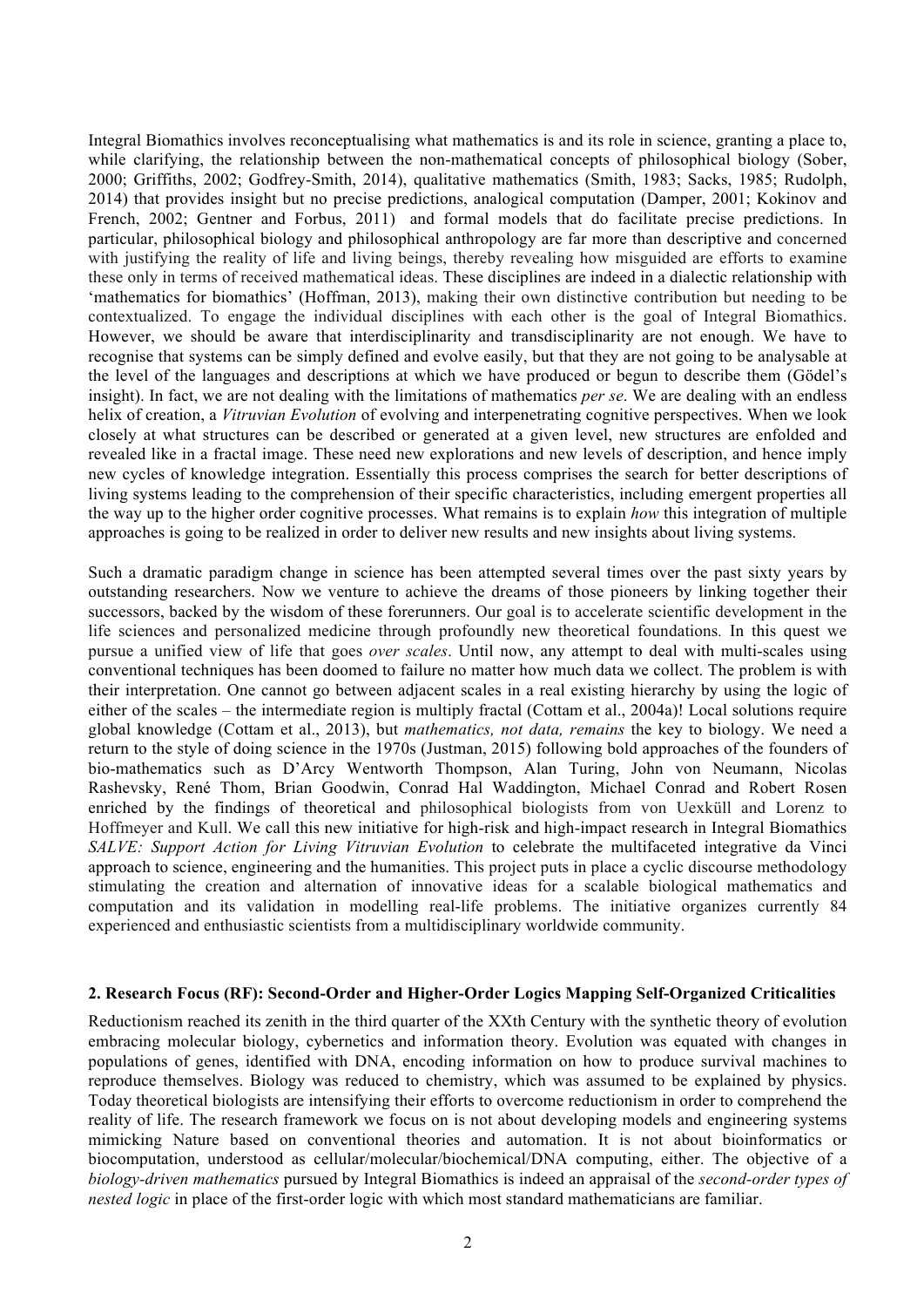Integral Biomathics involves reconceptualising what mathematics is and its role in science, granting a place to, while clarifying, the relationship between the non-mathematical concepts of philosophical biology (Sober, 2000; Griffiths, 2002; Godfrey-Smith, 2014), qualitative mathematics (Smith, 1983; Sacks, 1985; Rudolph, 2014) that provides insight but no precise predictions, analogical computation (Damper, 2001; Kokinov and French, 2002; Gentner and Forbus, 2011) and formal models that do facilitate precise predictions. In particular, philosophical biology and philosophical anthropology are far more than descriptive and concerned with justifying the reality of life and living beings, thereby revealing how misguided are efforts to examine these only in terms of received mathematical ideas. These disciplines are indeed in a dialectic relationship with 'mathematics for biomathics' (Hoffman, 2013), making their own distinctive contribution but needing to be contextualized. To engage the individual disciplines with each other is the goal of Integral Biomathics. However, we should be aware that interdisciplinarity and transdisciplinarity are not enough. We have to recognise that systems can be simply defined and evolve easily, but that they are not going to be analysable at the level of the languages and descriptions at which we have produced or begun to describe them (Gödel's insight). In fact, we are not dealing with the limitations of mathematics *per se*. We are dealing with an endless helix of creation, a *Vitruvian Evolution* of evolving and interpenetrating cognitive perspectives. When we look closely at what structures can be described or generated at a given level, new structures are enfolded and revealed like in a fractal image. These need new explorations and new levels of description, and hence imply new cycles of knowledge integration. Essentially this process comprises the search for better descriptions of living systems leading to the comprehension of their specific characteristics, including emergent properties all the way up to the higher order cognitive processes. What remains is to explain *how* this integration of multiple approaches is going to be realized in order to deliver new results and new insights about living systems.

Such a dramatic paradigm change in science has been attempted several times over the past sixty years by outstanding researchers. Now we venture to achieve the dreams of those pioneers by linking together their successors, backed by the wisdom of these forerunners. Our goal is to accelerate scientific development in the life sciences and personalized medicine through profoundly new theoretical foundations. In this quest we pursue a unified view of life that goes *over scales*. Until now, any attempt to deal with multi-scales using conventional techniques has been doomed to failure no matter how much data we collect. The problem is with their interpretation. One cannot go between adjacent scales in a real existing hierarchy by using the logic of either of the scales – the intermediate region is multiply fractal (Cottam et al., 2004a)! Local solutions require global knowledge (Cottam et al., 2013), but *mathematics, not data, remains* the key to biology. We need a return to the style of doing science in the 1970s (Justman, 2015) following bold approaches of the founders of bio-mathematics such as D'Arcy Wentworth Thompson, Alan Turing, John von Neumann, Nicolas Rashevsky, René Thom, Brian Goodwin, Conrad Hal Waddington, Michael Conrad and Robert Rosen enriched by the findings of theoretical and philosophical biologists from von Uexküll and Lorenz to Hoffmeyer and Kull. We call this new initiative for high-risk and high-impact research in Integral Biomathics *SALVE: Support Action for Living Vitruvian Evolution* to celebrate the multifaceted integrative da Vinci approach to science, engineering and the humanities. This project puts in place a cyclic discourse methodology stimulating the creation and alternation of innovative ideas for a scalable biological mathematics and computation and its validation in modelling real-life problems. The initiative organizes currently 84 experienced and enthusiastic scientists from a multidisciplinary worldwide community.

## 2. Research Focus (RF): Second-Order and Higher-Order Logics Mapping Self-Organized Criticalities

Reductionism reached its zenith in the third quarter of the XXth Century with the synthetic theory of evolution embracing molecular biology, cybernetics and information theory. Evolution was equated with changes in populations of genes, identified with DNA, encoding information on how to produce survival machines to reproduce themselves. Biology was reduced to chemistry, which was assumed to be explained by physics. Today theoretical biologists are intensifying their efforts to overcome reductionism in order to comprehend the reality of life. The research framework we focus on is not about developing models and engineering systems mimicking Nature based on conventional theories and automation. It is not about bioinformatics or biocomputation, understood as cellular/molecular/biochemical/DNA computing, either. The objective of a *biology-driven mathematics* pursued by Integral Biomathics is indeed an appraisal of the *second-order types of nested logic* in place of the first-order logic with which most standard mathematicians are familiar.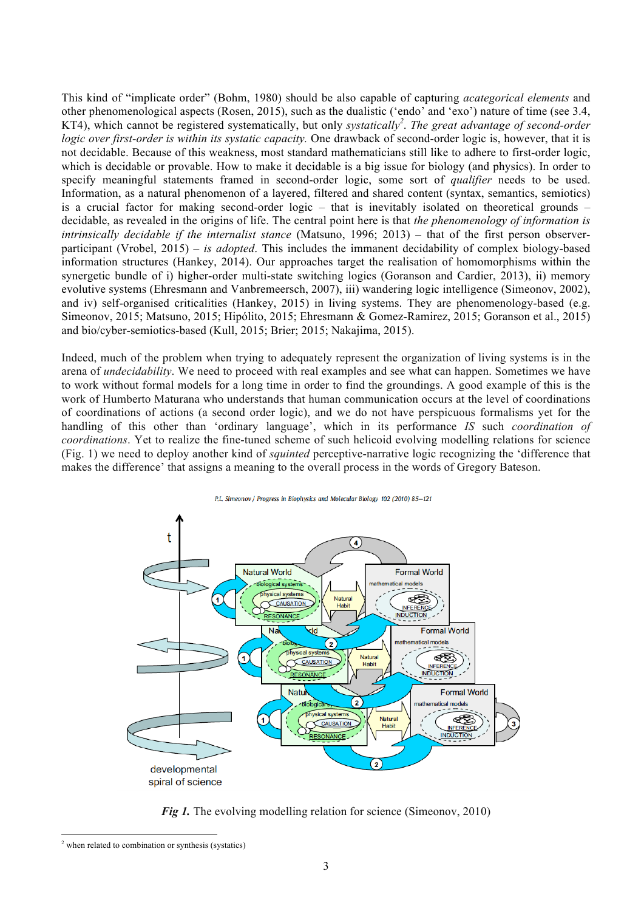This kind of "implicate order" (Bohm, 1980) should be also capable of capturing *acategorical elements* and other phenomenological aspects (Rosen, 2015), such as the dualistic ('endo' and 'exo') nature of time (see 3.4, KT4), which cannot be registered systematically, but only *systatically*[2]. *The great advantage of second-order logic over first-order is within its systatic capacity.* One drawback of second-order logic is, however, that it is not decidable. Because of this weakness, most standard mathematicians still like to adhere to first-order logic, which is decidable or provable. How to make it decidable is a big issue for biology (and physics). In order to specify meaningful statements framed in second-order logic, some sort of *qualifier* needs to be used. Information, as a natural phenomenon of a layered, filtered and shared content (syntax, semantics, semiotics) is a crucial factor for making second-order logic – that is inevitably isolated on theoretical grounds – decidable, as revealed in the origins of life. The central point here is that *the phenomenology of information is intrinsically decidable if the internalist stance* (Matsuno, 1996; 2013) – that of the first person observer-participant (Vrobel, 2015) – *is adopted*. This includes the immanent decidability of complex biology-based information structures (Hankey, 2014). Our approaches target the realisation of homomorphisms within the synergetic bundle of i) higher-order multi-state switching logics (Goranson and Cardier, 2013), ii) memory evolutive systems (Ehresmann and Vanbremeersch, 2007), iii) wandering logic intelligence (Simeonov, 2002), and iv) self-organised criticalities (Hankey, 2015) in living systems. They are phenomenology-based (e.g. Simeonov, 2015; Matsuno, 2015; Hipólito, 2015; Ehresmann & Gomez-Ramirez, 2015; Goranson et al., 2015) and bio/cyber-semiotics-based (Kull, 2015; Brier; 2015; Nakajima, 2015).

Indeed, much of the problem when trying to adequately represent the organization of living systems is in the arena of *undecidability*. We need to proceed with real examples and see what can happen. Sometimes we have to work without formal models for a long time in order to find the groundings. A good example of this is the work of Humberto Maturana who understands that human communication occurs at the level of coordinations of coordinations of actions (a second order logic), and we do not have perspicuous formalisms yet for the handling of this other than 'ordinary language', which in its performance *IS* such *coordination of coordinations*. Yet to realize the fine-tuned scheme of such helicoid evolving modelling relations for science (Fig. 1) we need to deploy another kind of *squinted* perceptive-narrative logic recognizing the 'difference that makes the difference' that assigns a meaning to the overall process in the words of Gregory Bateson.

***Fig 1.*** The evolving modelling relation for science (Simeonov, 2010)

[2] when related to combination or synthesis (systatics)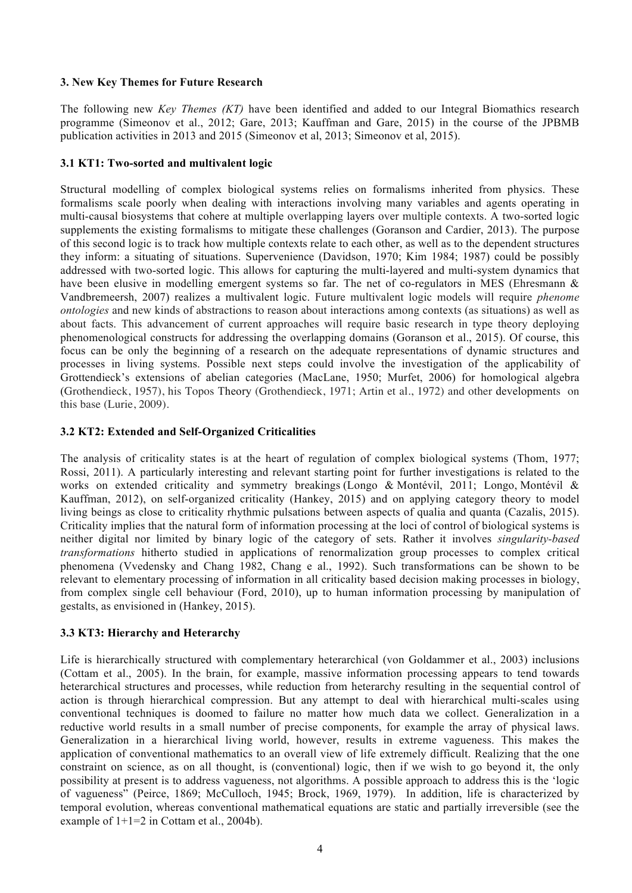### 3. New Key Themes for Future Research

The following new *Key Themes (KT)* have been identified and added to our Integral Biomathics research programme (Simeonov et al., 2012; Gare, 2013; Kauffman and Gare, 2015) in the course of the JPBMB publication activities in 2013 and 2015 (Simeonov et al, 2013; Simeonov et al, 2015).

### 3.1 KT1: Two-sorted and multivalent logic

Structural modelling of complex biological systems relies on formalisms inherited from physics. These formalisms scale poorly when dealing with interactions involving many variables and agents operating in multi-causal biosystems that cohere at multiple overlapping layers over multiple contexts. A two-sorted logic supplements the existing formalisms to mitigate these challenges (Goranson and Cardier, 2013). The purpose of this second logic is to track how multiple contexts relate to each other, as well as to the dependent structures they inform: a situating of situations. Supervenience (Davidson, 1970; Kim 1984; 1987) could be possibly addressed with two-sorted logic. This allows for capturing the multi-layered and multi-system dynamics that have been elusive in modelling emergent systems so far. The net of co-regulators in MES (Ehresmann & Vandbremeersh, 2007) realizes a multivalent logic. Future multivalent logic models will require *phenome ontologies* and new kinds of abstractions to reason about interactions among contexts (as situations) as well as about facts. This advancement of current approaches will require basic research in type theory deploying phenomenological constructs for addressing the overlapping domains (Goranson et al., 2015). Of course, this focus can be only the beginning of a research on the adequate representations of dynamic structures and processes in living systems. Possible next steps could involve the investigation of the applicability of Grottendieck's extensions of abelian categories (MacLane, 1950; Murfet, 2006) for homological algebra (Grothendieck, 1957), his Topos Theory (Grothendieck, 1971; Artin et al., 1972) and other developments on this base (Lurie, 2009).

### 3.2 KT2: Extended and Self-Organized Criticalities

The analysis of criticality states is at the heart of regulation of complex biological systems (Thom, 1977; Rossi, 2011). A particularly interesting and relevant starting point for further investigations is related to the works on extended criticality and symmetry breakings (Longo & Montévil, 2011; Longo, Montévil & Kauffman, 2012), on self-organized criticality (Hankey, 2015) and on applying category theory to model living beings as close to criticality rhythmic pulsations between aspects of qualia and quanta (Cazalis, 2015). Criticality implies that the natural form of information processing at the loci of control of biological systems is neither digital nor limited by binary logic of the category of sets. Rather it involves *singularity-based transformations* hitherto studied in applications of renormalization group processes to complex critical phenomena (Vvedensky and Chang 1982, Chang e al., 1992). Such transformations can be shown to be relevant to elementary processing of information in all criticality based decision making processes in biology, from complex single cell behaviour (Ford, 2010), up to human information processing by manipulation of gestalts, as envisioned in (Hankey, 2015).

### 3.3 KT3: Hierarchy and Heterarchy

Life is hierarchically structured with complementary heterarchical (von Goldammer et al., 2003) inclusions (Cottam et al., 2005). In the brain, for example, massive information processing appears to tend towards heterarchical structures and processes, while reduction from heterarchy resulting in the sequential control of action is through hierarchical compression. But any attempt to deal with hierarchical multi-scales using conventional techniques is doomed to failure no matter how much data we collect. Generalization in a reductive world results in a small number of precise components, for example the array of physical laws. Generalization in a hierarchical living world, however, results in extreme vagueness. This makes the application of conventional mathematics to an overall view of life extremely difficult. Realizing that the one constraint on science, as on all thought, is (conventional) logic, then if we wish to go beyond it, the only possibility at present is to address vagueness, not algorithms. A possible approach to address this is the 'logic of vagueness" (Peirce, 1869; McCulloch, 1945; Brock, 1969, 1979). In addition, life is characterized by temporal evolution, whereas conventional mathematical equations are static and partially irreversible (see the example of 1+1=2 in Cottam et al., 2004b).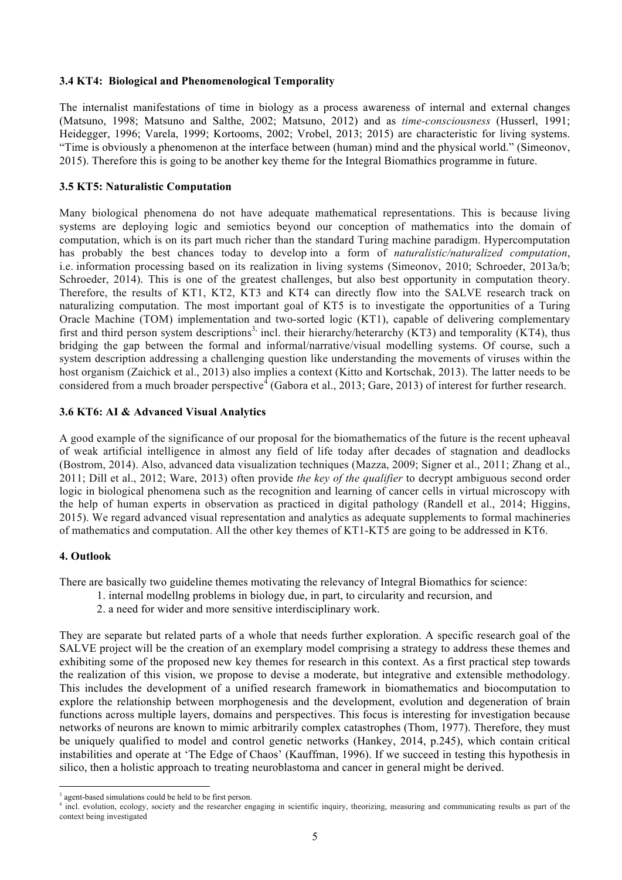### 3.4 KT4: Biological and Phenomenological Temporality

The internalist manifestations of time in biology as a process awareness of internal and external changes (Matsuno, 1998; Matsuno and Salthe, 2002; Matsuno, 2012) and as *time-consciousness* (Husserl, 1991; Heidegger, 1996; Varela, 1999; Kortooms, 2002; Vrobel, 2013; 2015) are characteristic for living systems. "Time is obviously a phenomenon at the interface between (human) mind and the physical world." (Simeonov, 2015). Therefore this is going to be another key theme for the Integral Biomathics programme in future.

### 3.5 KT5: Naturalistic Computation

Many biological phenomena do not have adequate mathematical representations. This is because living systems are deploying logic and semiotics beyond our conception of mathematics into the domain of computation, which is on its part much richer than the standard Turing machine paradigm. Hypercomputation has probably the best chances today to develop into a form of *naturalistic/naturalized computation*, i.e. information processing based on its realization in living systems (Simeonov, 2010; Schroeder, 2013a/b; Schroeder, 2014). This is one of the greatest challenges, but also best opportunity in computation theory. Therefore, the results of KT1, KT2, KT3 and KT4 can directly flow into the SALVE research track on naturalizing computation. The most important goal of KT5 is to investigate the opportunities of a Turing Oracle Machine (TOM) implementation and two-sorted logic (KT1), capable of delivering complementary first and third person system descriptions[3], incl. their hierarchy/heterarchy (KT3) and temporality (KT4), thus bridging the gap between the formal and informal/narrative/visual modelling systems. Of course, such a system description addressing a challenging question like understanding the movements of viruses within the host organism (Zaichick et al., 2013) also implies a context (Kitto and Kortschak, 2013). The latter needs to be considered from a much broader perspective[4] (Gabora et al., 2013; Gare, 2013) of interest for further research.

### 3.6 KT6: AI & Advanced Visual Analytics

A good example of the significance of our proposal for the biomathematics of the future is the recent upheaval of weak artificial intelligence in almost any field of life today after decades of stagnation and deadlocks (Bostrom, 2014). Also, advanced data visualization techniques (Mazza, 2009; Signer et al., 2011; Zhang et al., 2011; Dill et al., 2012; Ware, 2013) often provide *the key of the qualifier* to decrypt ambiguous second order logic in biological phenomena such as the recognition and learning of cancer cells in virtual microscopy with the help of human experts in observation as practiced in digital pathology (Randell et al., 2014; Higgins, 2015). We regard advanced visual representation and analytics as adequate supplements to formal machineries of mathematics and computation. All the other key themes of KT1-KT5 are going to be addressed in KT6.

## 4. Outlook

There are basically two guideline themes motivating the relevancy of Integral Biomathics for science:

1. internal modellng problems in biology due, in part, to circularity and recursion, and
2. a need for wider and more sensitive interdisciplinary work.

They are separate but related parts of a whole that needs further exploration. A specific research goal of the SALVE project will be the creation of an exemplary model comprising a strategy to address these themes and exhibiting some of the proposed new key themes for research in this context. As a first practical step towards the realization of this vision, we propose to devise a moderate, but integrative and extensible methodology. This includes the development of a unified research framework in biomathematics and biocomputation to explore the relationship between morphogenesis and the development, evolution and degeneration of brain functions across multiple layers, domains and perspectives. This focus is interesting for investigation because networks of neurons are known to mimic arbitrarily complex catastrophes (Thom, 1977). Therefore, they must be uniquely qualified to model and control genetic networks (Hankey, 2014, p.245), which contain critical instabilities and operate at 'The Edge of Chaos' (Kauffman, 1996). If we succeed in testing this hypothesis in silico, then a holistic approach to treating neuroblastoma and cancer in general might be derived.

---

[3] agent-based simulations could be held to be first person.

[4] incl. evolution, ecology, society and the researcher engaging in scientific inquiry, theorizing, measuring and communicating results as part of the context being investigated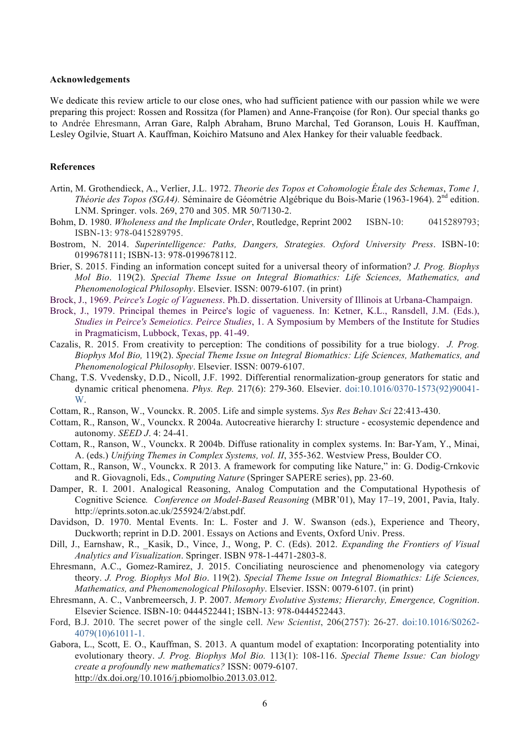**Acknowledgements**

We dedicate this review article to our close ones, who had sufficient patience with our passion while we were preparing this project: Rossen and Rossitza (for Plamen) and Anne-Françoise (for Ron). Our special thanks go to Andrée Ehresmann, Arran Gare, Ralph Abraham, Bruno Marchal, Ted Goranson, Louis H. Kauffman, Lesley Ogilvie, Stuart A. Kauffman, Koichiro Matsuno and Alex Hankey for their valuable feedback.

**References**

Artin, M. Grothendieck, A., Verlier, J.L. 1972. *Theorie des Topos et Cohomologie Étale des Schemas*, *Tome 1, Théorie des Topos (SGA4).* Séminaire de Géométrie Algébrique du Bois-Marie (1963-1964). 2nd edition. LNM. Springer. vols. 269, 270 and 305. MR 50/7130-2.

Bohm, D. 1980. *Wholeness and the Implicate Order*, Routledge, Reprint 2002 ISBN-10: 0415289793; ISBN-13: 978-0415289795.

Bostrom, N. 2014. *Superintelligence: Paths, Dangers, Strategies. Oxford University Press*. ISBN-10: 0199678111; ISBN-13: 978-0199678112.

Brier, S. 2015. Finding an information concept suited for a universal theory of information? *J. Prog. Biophys Mol Bio*. 119(2). *Special Theme Issue on Integral Biomathics: Life Sciences, Mathematics, and Phenomenological Philosophy*. Elsevier. ISSN: 0079-6107. (in print)

Brock, J., 1969. *Peirce's Logic of Vagueness*. Ph.D. dissertation. University of Illinois at Urbana-Champaign.

Brock, J., 1979. Principal themes in Peirce's logic of vagueness. In: Ketner, K.L., Ransdell, J.M. (Eds.), *Studies in Peirce's Semeiotics. Peirce Studies*, 1. A Symposium by Members of the Institute for Studies in Pragmaticism, Lubbock, Texas, pp. 41-49.

Cazalis, R. 2015. From creativity to perception: The conditions of possibility for a true biology. *J. Prog. Biophys Mol Bio,* 119(2). *Special Theme Issue on Integral Biomathics: Life Sciences, Mathematics, and Phenomenological Philosophy*. Elsevier. ISSN: 0079-6107.

Chang, T.S. Vvedensky, D.D., Nicoll, J.F. 1992. Differential renormalization-group generators for static and dynamic critical phenomena. *Phys. Rep.* 217(6): 279-360. Elsevier. doi:10.1016/0370-1573(92)90041-W.

Cottam, R., Ranson, W., Vounckx. R. 2005. Life and simple systems. *Sys Res Behav Sci* 22:413-430.

Cottam, R., Ranson, W., Vounckx. R 2004a. Autocreative hierarchy I: structure - ecosystemic dependence and autonomy. *SEED J*. 4: 24-41.

Cottam, R., Ranson, W., Vounckx. R 2004b. Diffuse rationality in complex systems. In: Bar-Yam, Y., Minai, A. (eds.) *Unifying Themes in Complex Systems, vol. II*, 355-362. Westview Press, Boulder CO.

Cottam, R., Ranson, W., Vounckx. R 2013. A framework for computing like Nature," in: G. Dodig-Crnkovic and R. Giovagnoli, Eds., *Computing Nature* (Springer SAPERE series), pp. 23-60.

Damper, R. I. 2001. Analogical Reasoning, Analog Computation and the Computational Hypothesis of Cognitive Science*. Conference on Model-Based Reasoning* (MBR'01), May 17–19, 2001, Pavia, Italy. http://eprints.soton.ac.uk/255924/2/abst.pdf.

Davidson, D. 1970. Mental Events. In: L. Foster and J. W. Swanson (eds.), Experience and Theory, Duckworth; reprint in D.D. 2001. Essays on Actions and Events, Oxford Univ. Press.

Dill, J., Earnshaw, R., _Kasik, D., Vince, J., Wong, P. C. (Eds). 2012. *Expanding the Frontiers of Visual Analytics and Visualization*. Springer. ISBN 978-1-4471-2803-8.

Ehresmann, A.C., Gomez-Ramirez, J. 2015. Conciliating neuroscience and phenomenology via category theory. *J. Prog. Biophys Mol Bio*. 119(2). *Special Theme Issue on Integral Biomathics: Life Sciences, Mathematics, and Phenomenological Philosophy*. Elsevier. ISSN: 0079-6107. (in print)

Ehresmann, A. C., Vanbremeersch, J. P. 2007. *Memory Evolutive Systems; Hierarchy, Emergence, Cognition*. Elsevier Science. ISBN-10: 0444522441; ISBN-13: 978-0444522443.

Ford, B.J. 2010. The secret power of the single cell. *New Scientist*, 206(2757): 26-27. doi:10.1016/S0262-4079(10)61011-1.

Gabora, L., Scott, E. O., Kauffman, S. 2013. A quantum model of exaptation: Incorporating potentiality into evolutionary theory. *J. Prog. Biophys Mol Bio.* 113(1): 108-116. *Special Theme Issue: Can biology create a profoundly new mathematics?* ISSN: 0079-6107. http://dx.doi.org/10.1016/j.pbiomolbio.2013.03.012.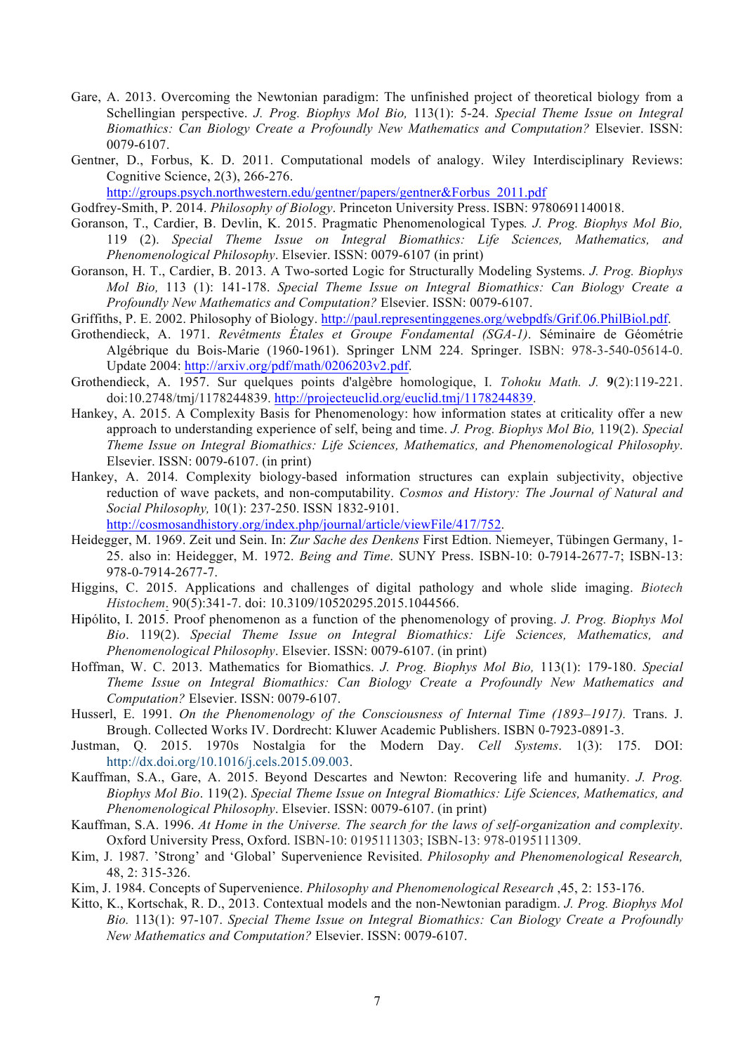Gare, A. 2013. Overcoming the Newtonian paradigm: The unfinished project of theoretical biology from a Schellingian perspective. *J. Prog. Biophys Mol Bio,* 113(1): 5-24. *Special Theme Issue on Integral Biomathics: Can Biology Create a Profoundly New Mathematics and Computation?* Elsevier. ISSN: 0079-6107.

Gentner, D., Forbus, K. D. 2011. Computational models of analogy. Wiley Interdisciplinary Reviews: Cognitive Science, 2(3), 266-276. http://groups.psych.northwestern.edu/gentner/papers/gentner&Forbus_2011.pdf

Godfrey-Smith, P. 2014. *Philosophy of Biology*. Princeton University Press. ISBN: 9780691140018.

Goranson, T., Cardier, B. Devlin, K. 2015. Pragmatic Phenomenological Types*.* *J. Prog. Biophys Mol Bio,* 119 (2). *Special Theme Issue on Integral Biomathics: Life Sciences, Mathematics, and Phenomenological Philosophy*. Elsevier. ISSN: 0079-6107 (in print)

Goranson, H. T., Cardier, B. 2013. A Two-sorted Logic for Structurally Modeling Systems. *J. Prog. Biophys Mol Bio,* 113 (1): 141-178. *Special Theme Issue on Integral Biomathics: Can Biology Create a Profoundly New Mathematics and Computation?* Elsevier. ISSN: 0079-6107.

Griffiths, P. E. 2002. Philosophy of Biology. http://paul.representinggenes.org/webpdfs/Grif.06.PhilBiol.pdf.

Grothendieck, A. 1971. *Revêtments Étales et Groupe Fondamental (SGA-1)*. Séminaire de Géométrie Algébrique du Bois-Marie (1960-1961). Springer LNM 224. Springer. ISBN: 978-3-540-05614-0. Update 2004: http://arxiv.org/pdf/math/0206203v2.pdf.

Grothendieck, A. 1957. Sur quelques points d'algèbre homologique, I. *Tohoku Math. J.* **9**(2):119-221. doi:10.2748/tmj/1178244839. http://projecteuclid.org/euclid.tmj/1178244839.

Hankey, A. 2015. A Complexity Basis for Phenomenology: how information states at criticality offer a new approach to understanding experience of self, being and time. *J. Prog. Biophys Mol Bio,* 119(2). *Special Theme Issue on Integral Biomathics: Life Sciences, Mathematics, and Phenomenological Philosophy*. Elsevier. ISSN: 0079-6107. (in print)

Hankey, A. 2014. Complexity biology-based information structures can explain subjectivity, objective reduction of wave packets, and non-computability. *Cosmos and History: The Journal of Natural and Social Philosophy,* 10(1): 237-250. ISSN 1832-9101. http://cosmosandhistory.org/index.php/journal/article/viewFile/417/752.

Heidegger, M. 1969. Zeit und Sein. In: *Zur Sache des Denkens* First Edtion. Niemeyer, Tübingen Germany, 1-25. also in: Heidegger, M. 1972. *Being and Time*. SUNY Press. ISBN-10: 0-7914-2677-7; ISBN-13: 978-0-7914-2677-7.

Higgins, C. 2015. Applications and challenges of digital pathology and whole slide imaging. *Biotech Histochem*. 90(5):341-7. doi: 10.3109/10520295.2015.1044566.

Hipólito, I. 2015. Proof phenomenon as a function of the phenomenology of proving. *J. Prog. Biophys Mol Bio*. 119(2). *Special Theme Issue on Integral Biomathics: Life Sciences, Mathematics, and Phenomenological Philosophy*. Elsevier. ISSN: 0079-6107. (in print)

Hoffman, W. C. 2013. Mathematics for Biomathics. *J. Prog. Biophys Mol Bio,* 113(1): 179-180. *Special Theme Issue on Integral Biomathics: Can Biology Create a Profoundly New Mathematics and Computation?* Elsevier. ISSN: 0079-6107.

Husserl, E. 1991. *On the Phenomenology of the Consciousness of Internal Time (1893–1917).* Trans. J. Brough. Collected Works IV. Dordrecht: Kluwer Academic Publishers. ISBN 0-7923-0891-3.

Justman, Q. 2015. 1970s Nostalgia for the Modern Day. *Cell Systems*. 1(3): 175. DOI: http://dx.doi.org/10.1016/j.cels.2015.09.003.

Kauffman, S.A., Gare, A. 2015. Beyond Descartes and Newton: Recovering life and humanity. *J. Prog. Biophys Mol Bio*. 119(2). *Special Theme Issue on Integral Biomathics: Life Sciences, Mathematics, and Phenomenological Philosophy*. Elsevier. ISSN: 0079-6107. (in print)

Kauffman, S.A. 1996. *At Home in the Universe. The search for the laws of self-organization and complexity*. Oxford University Press, Oxford. ISBN-10: 0195111303; ISBN-13: 978-0195111309.

Kim, J. 1987. 'Strong' and 'Global' Supervenience Revisited. *Philosophy and Phenomenological Research,* 48, 2: 315-326.

Kim, J. 1984. Concepts of Supervenience. *Philosophy and Phenomenological Research* ,45, 2: 153-176.

Kitto, K., Kortschak, R. D., 2013. Contextual models and the non-Newtonian paradigm. *J. Prog. Biophys Mol Bio.* 113(1): 97-107. *Special Theme Issue on Integral Biomathics: Can Biology Create a Profoundly New Mathematics and Computation?* Elsevier. ISSN: 0079-6107.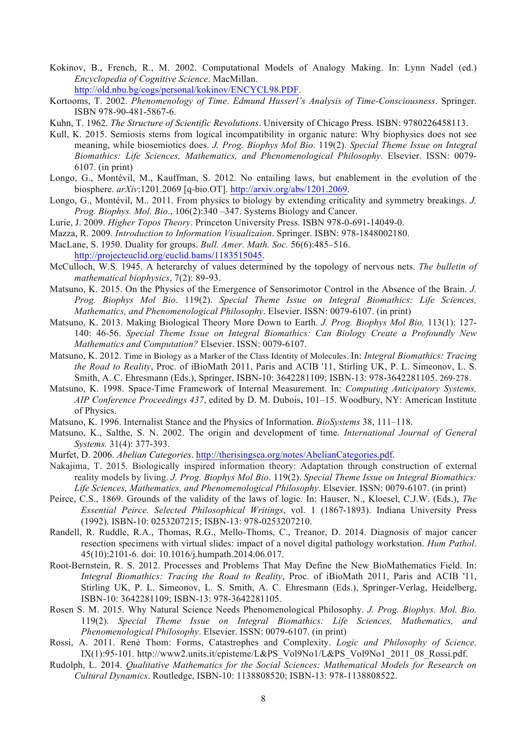Kokinov, B., French, R., M. 2002. Computational Models of Analogy Making. In: Lynn Nadel (ed.) *Encyclopedia of Cognitive Science*. MacMillan. http://old.nbu.bg/cogs/personal/kokinov/ENCYCL98.PDF.

Kortooms, T. 2002. *Phenomenology of Time*. *Edmund Husserl's Analysis of Time-Consciousness*. Springer. ISBN 978-90-481-5867-6.

Kuhn, T. 1962. *The Structure of Scientific Revolutions*. University of Chicago Press. ISBN: 9780226458113.

Kull, K. 2015. Semiosis stems from logical incompatibility in organic nature: Why biophysics does not see meaning, while biosemiotics does. *J. Prog. Biophys Mol Bio*. 119(2). *Special Theme Issue on Integral Biomathics: Life Sciences, Mathematics, and Phenomenological Philosophy*. Elsevier. ISSN: 0079-6107. (in print)

Longo, G., Montévil, M., Kauffman, S. 2012. No entailing laws, but enablement in the evolution of the biosphere. *arXiv*:1201.2069 [q-bio.OT]. http://arxiv.org/abs/1201.2069.

Longo, G., Montévil, M.. 2011. From physics to biology by extending criticality and symmetry breakings. *J. Prog. Biophys. Mol. Bio*., 106(2):340 –347. Systems Biology and Cancer.

Lurie, J. 2009. *Higher Topos Theory*. Princeton University Press. ISBN 978-0-691-14049-0.

Mazza, R. 2009. *Introduction to Information Visualizaion*. Springer. ISBN: 978-1848002180.

MacLane, S. 1950. Duality for groups. *Bull. Amer. Math. Soc.* 56(6):485–516. http://projecteuclid.org/euclid.bams/1183515045.

McCulloch, W.S. 1945. A heterarchy of values determined by the topology of nervous nets. *The bulletin of mathematical biophysics*, 7(2): 89-93.

Matsuno, K. 2015. On the Physics of the Emergence of Sensorimotor Control in the Absence of the Brain. *J. Prog. Biophys Mol Bio*. 119(2). *Special Theme Issue on Integral Biomathics: Life Sciences, Mathematics, and Phenomenological Philosophy*. Elsevier. ISSN: 0079-6107. (in print)

Matsuno, K. 2013. Making Biological Theory More Down to Earth. *J. Prog. Biophys Mol Bio,* 113(1): 127-140: 46-56. *Special Theme Issue on Integral Biomathics: Can Biology Create a Profoundly New Mathematics and Computation?* Elsevier. ISSN: 0079-6107.

Matsuno, K. 2012. Time in Biology as a Marker of the Class Identity of Molecules. In: *Integral Biomathics: Tracing the Road to Reality*, Proc. of iBioMath 2011, Paris and ACIB '11, Stirling UK, P. L. Simeonov, L. S. Smith, A. C. Ehresmann (Eds.), Springer, ISBN-10: 3642281109; ISBN-13: 978-3642281105. 269-278.

Matsuno, K. 1998. Space-Time Framework of Internal Measurement. In: *Computing Anticipatory Systems, AIP Conference Proceedings 437*, edited by D. M. Dubois, 101–15. Woodbury, NY: American Institute of Physics.

Matsuno, K. 1996. Internalist Stance and the Physics of Information. *BioSystems* 38, 111–118.

Matsuno, K., Salthe, S. N. 2002. The origin and development of time. *International Journal of General Systems.* 31(4): 377-393.

Murfet, D. 2006. *Abelian Categories*. http://therisingsea.org/notes/AbelianCategories.pdf.

Nakajima, T. 2015. Biologically inspired information theory: Adaptation through construction of external reality models by living. *J. Prog. Biophys Mol Bio*. 119(2). *Special Theme Issue on Integral Biomathics: Life Sciences, Mathematics, and Phenomenological Philosophy*. Elsevier. ISSN: 0079-6107. (in print)

Peirce, C.S., 1869. Grounds of the validity of the laws of logic. In: Hauser, N., Kloesel, C.J.W. (Eds.), *The Essential Peirce. Selected Philosophical Writings*, vol. 1 (1867-1893). Indiana University Press (1992). ISBN-10: 0253207215; ISBN-13: 978-0253207210.

Randell, R. Ruddle, R.A., Thomas, R.G., Mello-Thoms, C., Treanor, D. 2014. Diagnosis of major cancer resection specimens with virtual slides: impact of a novel digital pathology workstation. *Hum Pathol*. 45(10):2101-6. doi: 10.1016/j.humpath.2014.06.017.

Root-Bernstein, R. S. 2012. Processes and Problems That May Define the New BioMathematics Field. In: *Integral Biomathics: Tracing the Road to Reality*, Proc. of iBioMath 2011, Paris and ACIB '11, Stirling UK, P. L. Simeonov, L. S. Smith, A. C. Ehresmann (Eds.), Springer-Verlag, Heidelberg, ISBN-10: 3642281109; ISBN-13: 978-3642281105.

Rosen S. M. 2015. Why Natural Science Needs Phenomenological Philosophy. *J. Prog. Biophys. Mol. Bio.* 119(2). *Special Theme Issue on Integral Biomathics: Life Sciences, Mathematics, and Phenomenological Philosophy*. Elsevier. ISSN: 0079-6107. (in print)

Rossi, A. 2011. Renè Thom: Forms, Catastrophes and Complexity. *Logic and Philosophy of Science.* IX(1):95-101. http://www2.units.it/episteme/L&PS_Vol9No1/L&PS_Vol9No1_2011_08_Rossi.pdf.

Rudolph, L. 2014. *Qualitative Mathematics for the Social Sciences: Mathematical Models for Research on Cultural Dynamics*. Routledge, ISBN-10: 1138808520; ISBN-13: 978-1138808522.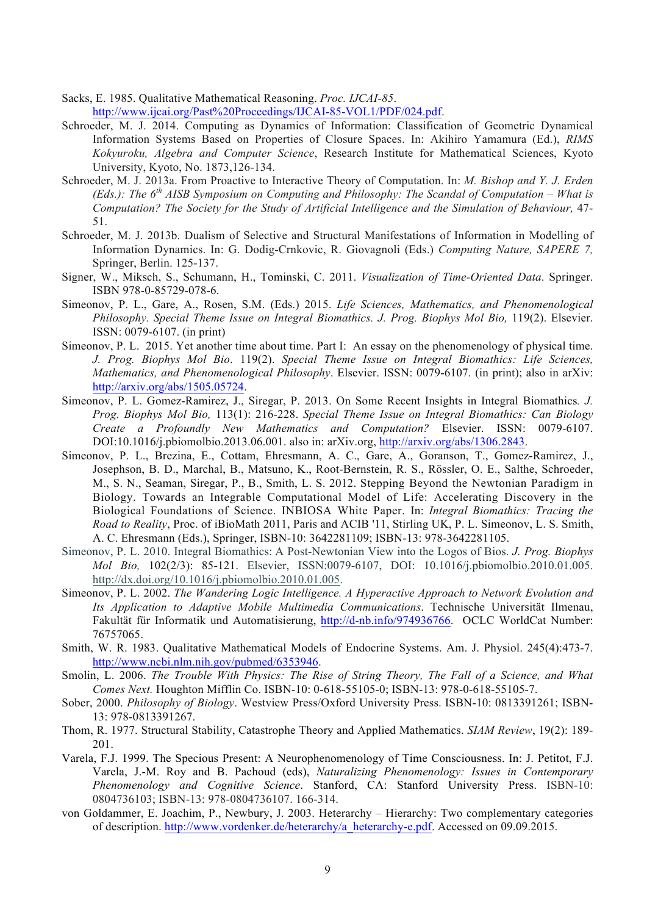Sacks, E. 1985. Qualitative Mathematical Reasoning. *Proc. IJCAI-85*. http://www.ijcai.org/Past%20Proceedings/IJCAI-85-VOL1/PDF/024.pdf.

Schroeder, M. J. 2014. Computing as Dynamics of Information: Classification of Geometric Dynamical Information Systems Based on Properties of Closure Spaces. In: Akihiro Yamamura (Ed.), *RIMS Kokyuroku, Algebra and Computer Science*, Research Institute for Mathematical Sciences, Kyoto University, Kyoto, No. 1873,126-134.

Schroeder, M. J. 2013a. From Proactive to Interactive Theory of Computation. In: *M. Bishop and Y. J. Erden (Eds.): The 6th AISB Symposium on Computing and Philosophy: The Scandal of Computation – What is Computation? The Society for the Study of Artificial Intelligence and the Simulation of Behaviour,* 47-51.

Schroeder, M. J. 2013b. Dualism of Selective and Structural Manifestations of Information in Modelling of Information Dynamics. In: G. Dodig-Crnkovic, R. Giovagnoli (Eds.) *Computing Nature, SAPERE 7,* Springer, Berlin. 125-137.

Signer, W., Miksch, S., Schumann, H., Tominski, C. 2011. *Visualization of Time-Oriented Data*. Springer. ISBN 978-0-85729-078-6.

Simeonov, P. L., Gare, A., Rosen, S.M. (Eds.) 2015. *Life Sciences, Mathematics, and Phenomenological Philosophy. Special Theme Issue on Integral Biomathics. J. Prog. Biophys Mol Bio,* 119(2). Elsevier. ISSN: 0079-6107. (in print)

Simeonov, P. L. 2015. Yet another time about time. Part I: An essay on the phenomenology of physical time. *J. Prog. Biophys Mol Bio*. 119(2). *Special Theme Issue on Integral Biomathics: Life Sciences, Mathematics, and Phenomenological Philosophy*. Elsevier. ISSN: 0079-6107. (in print); also in arXiv: http://arxiv.org/abs/1505.05724.

Simeonov, P. L. Gomez-Ramirez, J., Siregar, P. 2013. On Some Recent Insights in Integral Biomathics*. J. Prog. Biophys Mol Bio,* 113(1): 216-228. *Special Theme Issue on Integral Biomathics: Can Biology Create a Profoundly New Mathematics and Computation?* Elsevier. ISSN: 0079-6107. DOI:10.1016/j.pbiomolbio.2013.06.001. also in: arXiv.org, http://arxiv.org/abs/1306.2843.

Simeonov, P. L., Brezina, E., Cottam, Ehresmann, A. C., Gare, A., Goranson, T., Gomez-Ramirez, J., Josephson, B. D., Marchal, B., Matsuno, K., Root-Bernstein, R. S., Rössler, O. E., Salthe, Schroeder, M., S. N., Seaman, Siregar, P., B., Smith, L. S. 2012. Stepping Beyond the Newtonian Paradigm in Biology. Towards an Integrable Computational Model of Life: Accelerating Discovery in the Biological Foundations of Science. INBIOSA White Paper. In: *Integral Biomathics: Tracing the Road to Reality*, Proc. of iBioMath 2011, Paris and ACIB '11, Stirling UK, P. L. Simeonov, L. S. Smith, A. C. Ehresmann (Eds.), Springer, ISBN-10: 3642281109; ISBN-13: 978-3642281105.

Simeonov, P. L. 2010. Integral Biomathics: A Post-Newtonian View into the Logos of Bios. *J. Prog. Biophys Mol Bio,* 102(2/3): 85-121. Elsevier, ISSN:0079-6107, DOI: 10.1016/j.pbiomolbio.2010.01.005. http://dx.doi.org/10.1016/j.pbiomolbio.2010.01.005.

Simeonov, P. L. 2002. *The Wandering Logic Intelligence. A Hyperactive Approach to Network Evolution and Its Application to Adaptive Mobile Multimedia Communications*. Technische Universität Ilmenau, Fakultät für Informatik und Automatisierung, http://d-nb.info/974936766. OCLC WorldCat Number: 76757065.

Smith, W. R. 1983. Qualitative Mathematical Models of Endocrine Systems. Am. J. Physiol. 245(4):473-7. http://www.ncbi.nlm.nih.gov/pubmed/6353946.

Smolin, L. 2006. *The Trouble With Physics: The Rise of String Theory, The Fall of a Science, and What Comes Next.* Houghton Mifflin Co. ISBN-10: 0-618-55105-0; ISBN-13: 978-0-618-55105-7.

Sober, 2000. *Philosophy of Biology*. Westview Press/Oxford University Press. ISBN-10: 0813391261; ISBN-13: 978-0813391267.

Thom, R. 1977. Structural Stability, Catastrophe Theory and Applied Mathematics. *SIAM Review*, 19(2): 189-201.

Varela, F.J. 1999. The Specious Present: A Neurophenomenology of Time Consciousness. In: J. Petitot, F.J. Varela, J.-M. Roy and B. Pachoud (eds), *Naturalizing Phenomenology: Issues in Contemporary Phenomenology and Cognitive Science*. Stanford, CA: Stanford University Press. ISBN-10: 0804736103; ISBN-13: 978-0804736107. 166-314.

von Goldammer, E. Joachim, P., Newbury, J. 2003. Heterarchy – Hierarchy: Two complementary categories of description. http://www.vordenker.de/heterarchy/a_heterarchy-e.pdf. Accessed on 09.09.2015.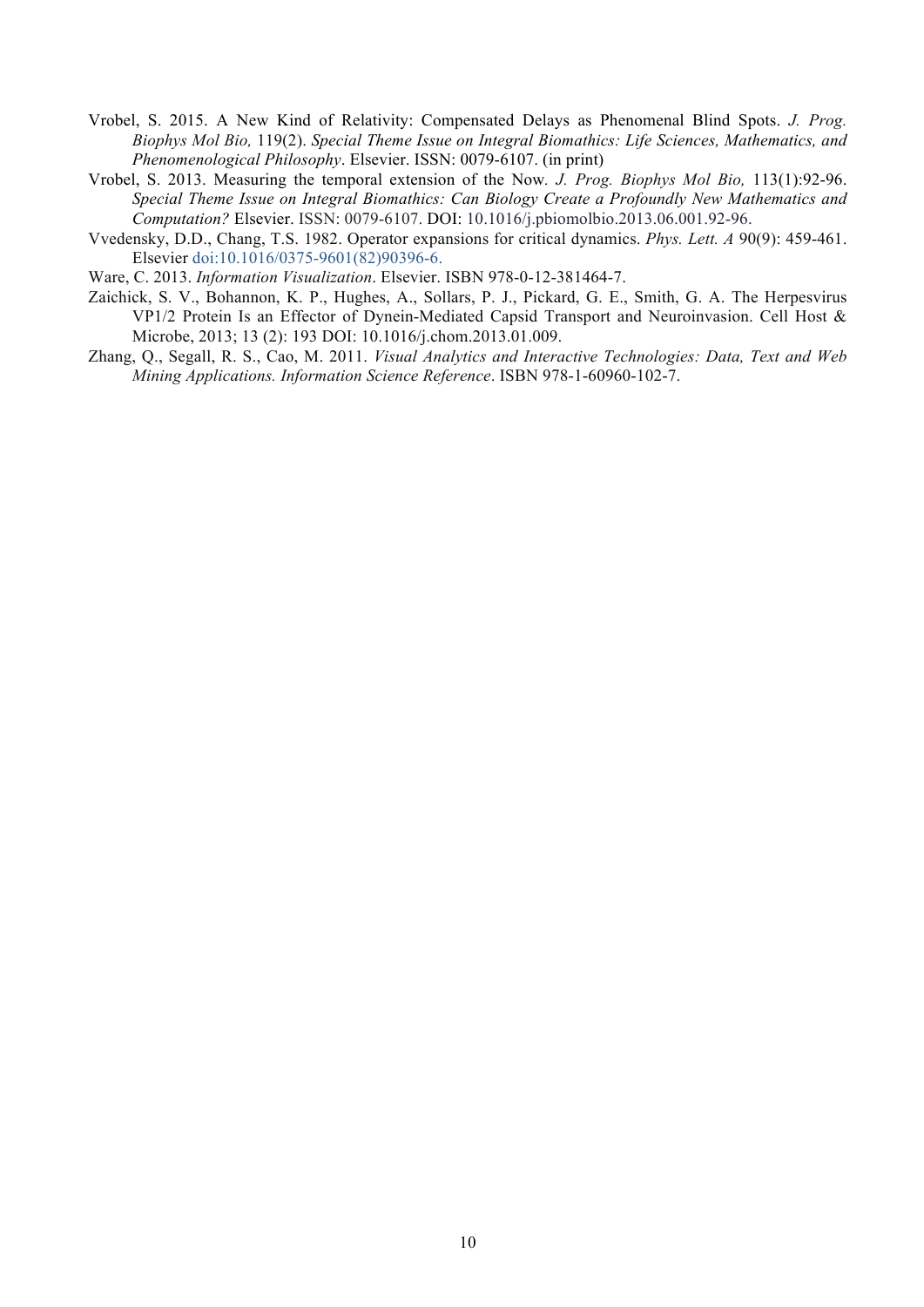Vrobel, S. 2015. A New Kind of Relativity: Compensated Delays as Phenomenal Blind Spots. *J. Prog. Biophys Mol Bio,* 119(2). *Special Theme Issue on Integral Biomathics: Life Sciences, Mathematics, and Phenomenological Philosophy*. Elsevier. ISSN: 0079-6107. (in print)

Vrobel, S. 2013. Measuring the temporal extension of the Now. *J. Prog. Biophys Mol Bio,* 113(1):92-96. *Special Theme Issue on Integral Biomathics: Can Biology Create a Profoundly New Mathematics and Computation?* Elsevier. ISSN: 0079-6107. DOI: 10.1016/j.pbiomolbio.2013.06.001.92-96.

Vvedensky, D.D., Chang, T.S. 1982. Operator expansions for critical dynamics. *Phys. Lett. A* 90(9): 459-461. Elsevier doi:10.1016/0375-9601(82)90396-6.

Ware, C. 2013. *Information Visualization*. Elsevier. ISBN 978-0-12-381464-7.

Zaichick, S. V., Bohannon, K. P., Hughes, A., Sollars, P. J., Pickard, G. E., Smith, G. A. The Herpesvirus VP1/2 Protein Is an Effector of Dynein-Mediated Capsid Transport and Neuroinvasion. Cell Host & Microbe, 2013; 13 (2): 193 DOI: 10.1016/j.chom.2013.01.009.

Zhang, Q., Segall, R. S., Cao, M. 2011. *Visual Analytics and Interactive Technologies: Data, Text and Web Mining Applications. Information Science Reference*. ISBN 978-1-60960-102-7.